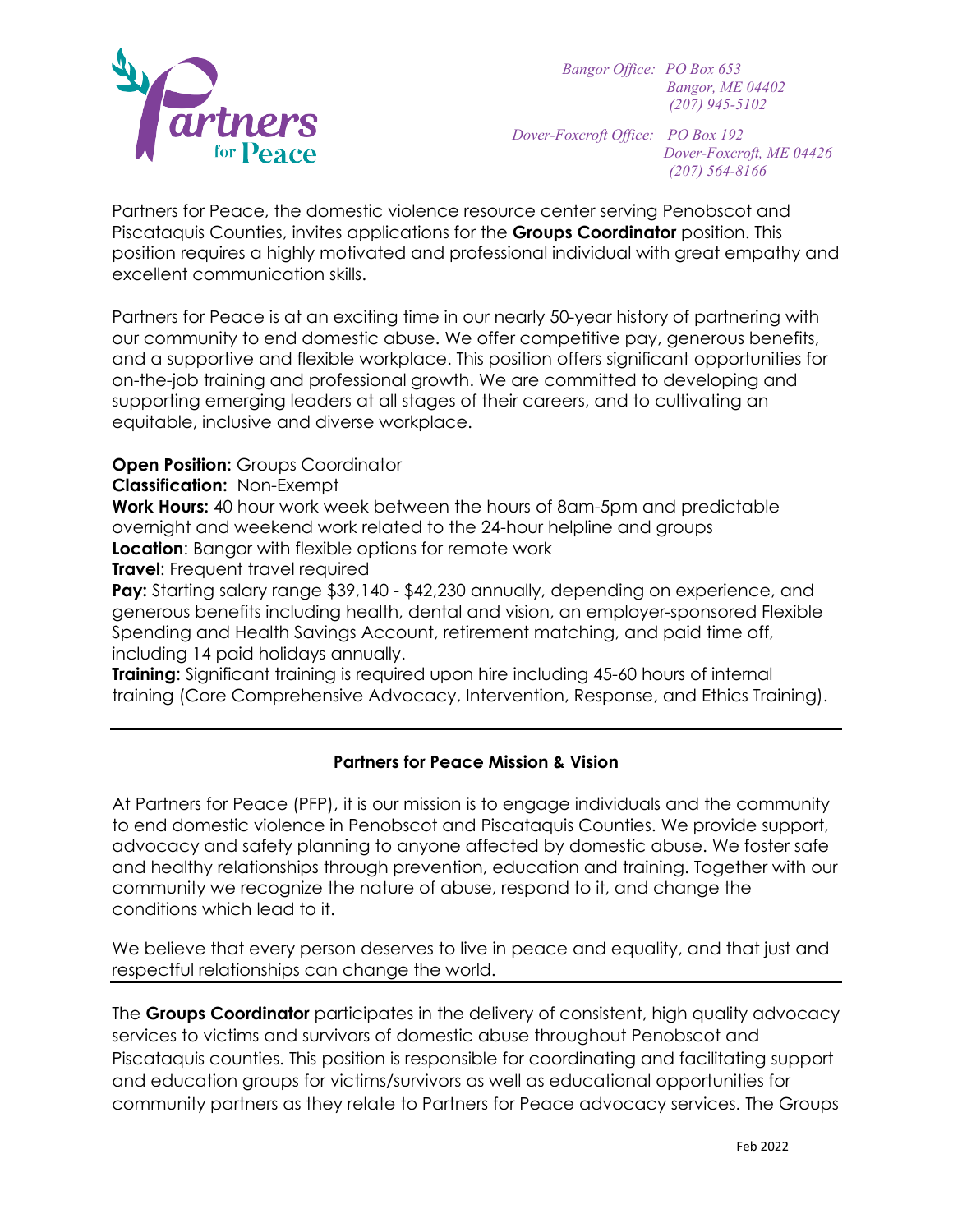*Bangor Office: PO Box 653*
*Bangor, ME 04402*
*(207) 945-5102*

*Dover-Foxcroft Office: PO Box 192*
*Dover-Foxcroft, ME 04426*
*(207) 564-8166*

Partners for Peace, the domestic violence resource center serving Penobscot and Piscataquis Counties, invites applications for the **Groups Coordinator** position. This position requires a highly motivated and professional individual with great empathy and excellent communication skills.

Partners for Peace is at an exciting time in our nearly 50-year history of partnering with our community to end domestic abuse. We offer competitive pay, generous benefits, and a supportive and flexible workplace. This position offers significant opportunities for on-the-job training and professional growth. We are committed to developing and supporting emerging leaders at all stages of their careers, and to cultivating an equitable, inclusive and diverse workplace.

**Open Position:** Groups Coordinator
**Classification:** Non-Exempt
**Work Hours:** 40 hour work week between the hours of 8am-5pm and predictable overnight and weekend work related to the 24-hour helpline and groups
**Location**: Bangor with flexible options for remote work
**Travel**: Frequent travel required
**Pay:** Starting salary range $39,140 - $42,230 annually, depending on experience, and generous benefits including health, dental and vision, an employer-sponsored Flexible Spending and Health Savings Account, retirement matching, and paid time off, including 14 paid holidays annually.
**Training**: Significant training is required upon hire including 45-60 hours of internal training (Core Comprehensive Advocacy, Intervention, Response, and Ethics Training).

---

## Partners for Peace Mission & Vision

At Partners for Peace (PFP), it is our mission is to engage individuals and the community to end domestic violence in Penobscot and Piscataquis Counties. We provide support, advocacy and safety planning to anyone affected by domestic abuse. We foster safe and healthy relationships through prevention, education and training. Together with our community we recognize the nature of abuse, respond to it, and change the conditions which lead to it.

We believe that every person deserves to live in peace and equality, and that just and respectful relationships can change the world.

---

The **Groups Coordinator** participates in the delivery of consistent, high quality advocacy services to victims and survivors of domestic abuse throughout Penobscot and Piscataquis counties. This position is responsible for coordinating and facilitating support and education groups for victims/survivors as well as educational opportunities for community partners as they relate to Partners for Peace advocacy services. The Groups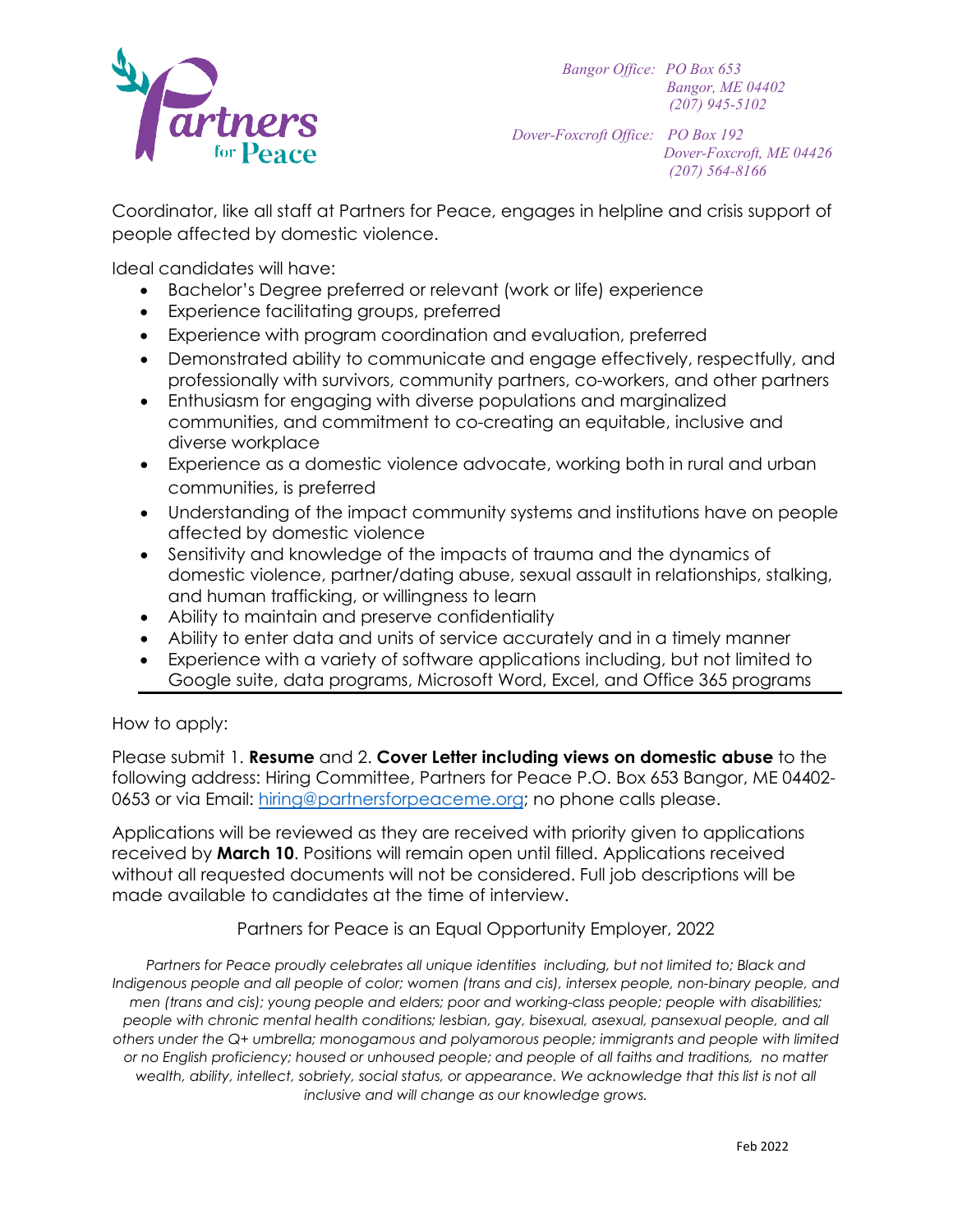Bangor Office: PO Box 653
Bangor, ME 04402
(207) 945-5102

Dover-Foxcroft Office: PO Box 192
Dover-Foxcroft, ME 04426
(207) 564-8166

Coordinator, like all staff at Partners for Peace, engages in helpline and crisis support of people affected by domestic violence.

Ideal candidates will have:

- Bachelor's Degree preferred or relevant (work or life) experience
- Experience facilitating groups, preferred
- Experience with program coordination and evaluation, preferred
- Demonstrated ability to communicate and engage effectively, respectfully, and professionally with survivors, community partners, co-workers, and other partners
- Enthusiasm for engaging with diverse populations and marginalized communities, and commitment to co-creating an equitable, inclusive and diverse workplace
- Experience as a domestic violence advocate, working both in rural and urban communities, is preferred
- Understanding of the impact community systems and institutions have on people affected by domestic violence
- Sensitivity and knowledge of the impacts of trauma and the dynamics of domestic violence, partner/dating abuse, sexual assault in relationships, stalking, and human trafficking, or willingness to learn
- Ability to maintain and preserve confidentiality
- Ability to enter data and units of service accurately and in a timely manner
- Experience with a variety of software applications including, but not limited to Google suite, data programs, Microsoft Word, Excel, and Office 365 programs

---

How to apply:

Please submit 1. **Resume** and 2. **Cover Letter including views on domestic abuse** to the following address: Hiring Committee, Partners for Peace P.O. Box 653 Bangor, ME 04402-0653 or via Email: hiring@partnersforpeaceme.org; no phone calls please.

Applications will be reviewed as they are received with priority given to applications received by **March 10**. Positions will remain open until filled. Applications received without all requested documents will not be considered. Full job descriptions will be made available to candidates at the time of interview.

Partners for Peace is an Equal Opportunity Employer, 2022

*Partners for Peace proudly celebrates all unique identities including, but not limited to; Black and Indigenous people and all people of color; women (trans and cis), intersex people, non-binary people, and men (trans and cis); young people and elders; poor and working-class people; people with disabilities; people with chronic mental health conditions; lesbian, gay, bisexual, asexual, pansexual people, and all others under the Q+ umbrella; monogamous and polyamorous people; immigrants and people with limited or no English proficiency; housed or unhoused people; and people of all faiths and traditions, no matter wealth, ability, intellect, sobriety, social status, or appearance. We acknowledge that this list is not all inclusive and will change as our knowledge grows.*

Feb 2022